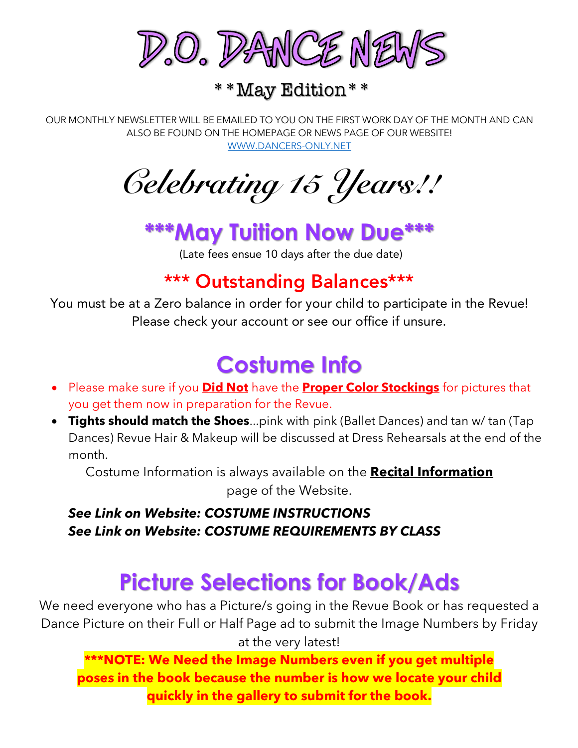# D.O. DANCE NEWS

**\*\*May Edition\*\***

OUR MONTHLY NEWSLETTER WILL BE EMAILED TO YOU ON THE FIRST WORK DAY OF THE MONTH AND CAN ALSO BE FOUND ON THE HOMEPAGE OR NEWS PAGE OF OUR WEBSITE!
WWW.DANCERS-ONLY.NET

## *Celebrating 15 Years!!*

## ***May Tuition Now Due***

(Late fees ensue 10 days after the due date)

### *** Outstanding Balances***

You must be at a Zero balance in order for your child to participate in the Revue! Please check your account or see our office if unsure.

## Costume Info

- Please make sure if you **Did Not** have the **Proper Color Stockings** for pictures that you get them now in preparation for the Revue.
- **Tights should match the Shoes**...pink with pink (Ballet Dances) and tan w/ tan (Tap Dances) Revue Hair & Makeup will be discussed at Dress Rehearsals at the end of the month.

Costume Information is always available on the **Recital Information** page of the Website.

***See Link on Website: COSTUME INSTRUCTIONS***
***See Link on Website: COSTUME REQUIREMENTS BY CLASS***

## Picture Selections for Book/Ads

We need everyone who has a Picture/s going in the Revue Book or has requested a Dance Picture on their Full or Half Page ad to submit the Image Numbers by Friday at the very latest!

**\*\*\*NOTE: We Need the Image Numbers even if you get multiple poses in the book because the number is how we locate your child quickly in the gallery to submit for the book.**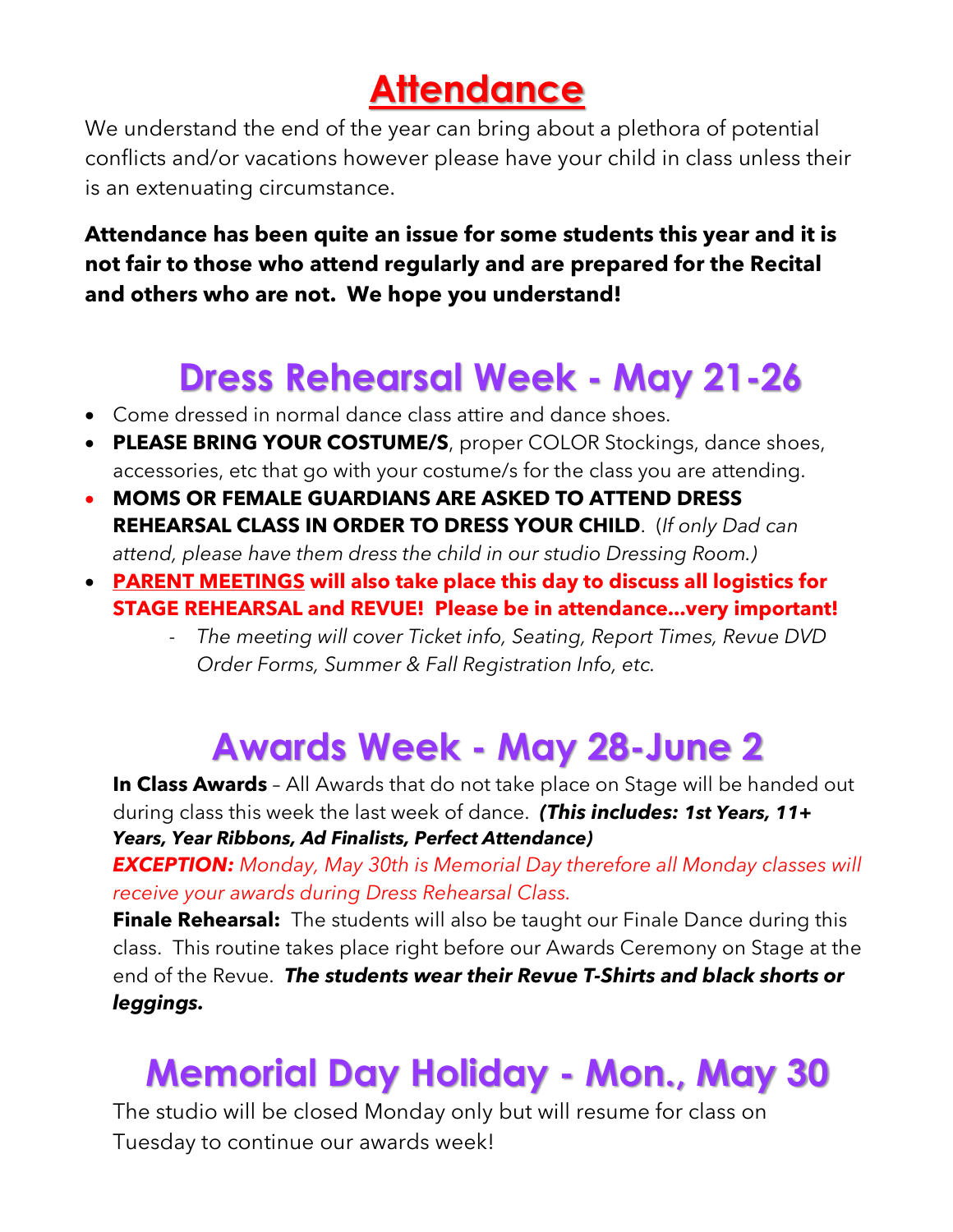# Attendance

We understand the end of the year can bring about a plethora of potential conflicts and/or vacations however please have your child in class unless their is an extenuating circumstance.

**Attendance has been quite an issue for some students this year and it is not fair to those who attend regularly and are prepared for the Recital and others who are not. We hope you understand!**

# Dress Rehearsal Week - May 21-26

- Come dressed in normal dance class attire and dance shoes.
- **PLEASE BRING YOUR COSTUME/S**, proper COLOR Stockings, dance shoes, accessories, etc that go with your costume/s for the class you are attending.
- **MOMS OR FEMALE GUARDIANS ARE ASKED TO ATTEND DRESS REHEARSAL CLASS IN ORDER TO DRESS YOUR CHILD**. (*If only Dad can attend, please have them dress the child in our studio Dressing Room.)*
- **PARENT MEETINGS will also take place this day to discuss all logistics for STAGE REHEARSAL and REVUE! Please be in attendance...very important!**
  - *The meeting will cover Ticket info, Seating, Report Times, Revue DVD Order Forms, Summer & Fall Registration Info, etc.*

# Awards Week - May 28-June 2

**In Class Awards** – All Awards that do not take place on Stage will be handed out during class this week the last week of dance. ***(This includes: 1st Years, 11+ Years, Year Ribbons, Ad Finalists, Perfect Attendance)***

***EXCEPTION:*** *Monday, May 30th is Memorial Day therefore all Monday classes will receive your awards during Dress Rehearsal Class.*

**Finale Rehearsal:** The students will also be taught our Finale Dance during this class. This routine takes place right before our Awards Ceremony on Stage at the end of the Revue. ***The students wear their Revue T-Shirts and black shorts or leggings.***

# Memorial Day Holiday - Mon., May 30

The studio will be closed Monday only but will resume for class on Tuesday to continue our awards week!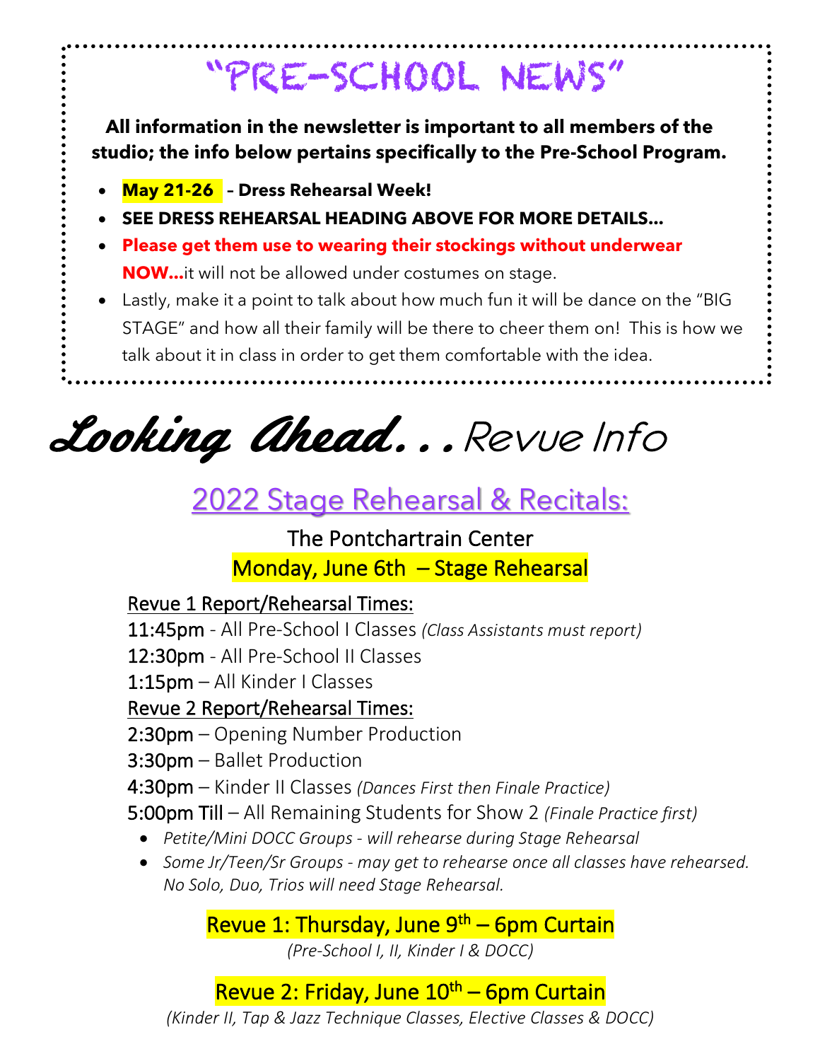# "PRE-SCHOOL NEWS"

**All information in the newsletter is important to all members of the studio; the info below pertains specifically to the Pre-School Program.**

- **May 21-26 – Dress Rehearsal Week!**
- **SEE DRESS REHEARSAL HEADING ABOVE FOR MORE DETAILS…**
- **Please get them use to wearing their stockings without underwear NOW…**it will not be allowed under costumes on stage.
- Lastly, make it a point to talk about how much fun it will be dance on the "BIG STAGE" and how all their family will be there to cheer them on! This is how we talk about it in class in order to get them comfortable with the idea.

# *Looking Ahead…* Revue Info

## 2022 Stage Rehearsal & Recitals:

The Pontchartrain Center

Monday, June 6th – Stage Rehearsal

Revue 1 Report/Rehearsal Times:

11:45pm - All Pre-School I Classes *(Class Assistants must report)*
12:30pm - All Pre-School II Classes
1:15pm – All Kinder I Classes

Revue 2 Report/Rehearsal Times:

2:30pm – Opening Number Production
3:30pm – Ballet Production
4:30pm – Kinder II Classes *(Dances First then Finale Practice)*
5:00pm Till – All Remaining Students for Show 2 *(Finale Practice first)*

- *Petite/Mini DOCC Groups - will rehearse during Stage Rehearsal*
- *Some Jr/Teen/Sr Groups - may get to rehearse once all classes have rehearsed. No Solo, Duo, Trios will need Stage Rehearsal.*

Revue 1: Thursday, June 9th – 6pm Curtain
*(Pre-School I, II, Kinder I & DOCC)*

Revue 2: Friday, June 10th – 6pm Curtain
*(Kinder II, Tap & Jazz Technique Classes, Elective Classes & DOCC)*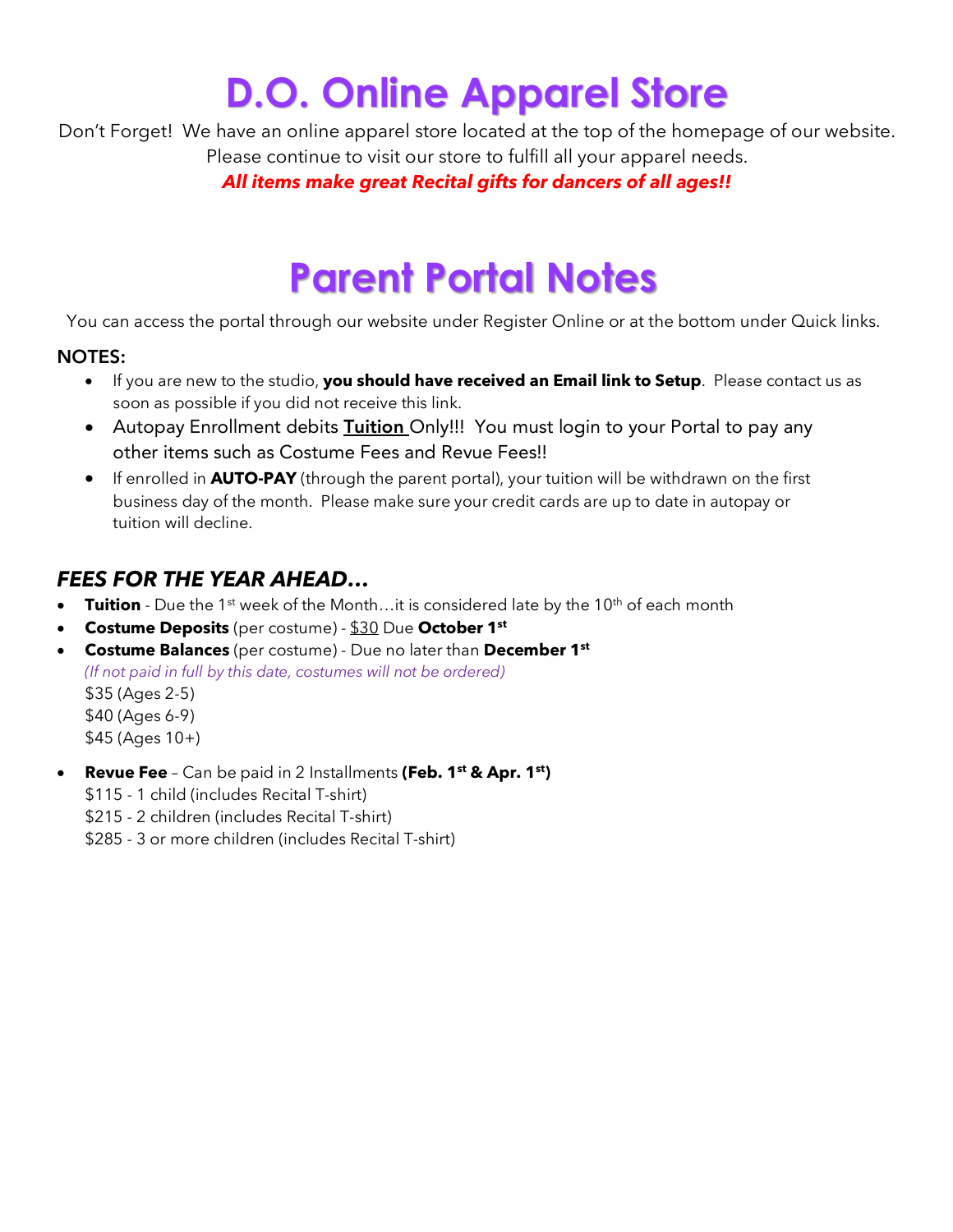# D.O. Online Apparel Store

Don't Forget! We have an online apparel store located at the top of the homepage of our website. Please continue to visit our store to fulfill all your apparel needs.

***All items make great Recital gifts for dancers of all ages!!***

# Parent Portal Notes

You can access the portal through our website under Register Online or at the bottom under Quick links.

**NOTES:**

- If you are new to the studio, **you should have received an Email link to Setup**. Please contact us as soon as possible if you did not receive this link.
- Autopay Enrollment debits Tuition Only!!! You must login to your Portal to pay any other items such as Costume Fees and Revue Fees!!
- If enrolled in **AUTO-PAY** (through the parent portal), your tuition will be withdrawn on the first business day of the month. Please make sure your credit cards are up to date in autopay or tuition will decline.

## *FEES FOR THE YEAR AHEAD…*

- **Tuition** - Due the 1st week of the Month…it is considered late by the 10th of each month
- **Costume Deposits** (per costume) - $30 Due **October 1st**
- **Costume Balances** (per costume) - Due no later than **December 1st**
  *(If not paid in full by this date, costumes will not be ordered)*
  $35 (Ages 2-5)
  $40 (Ages 6-9)
  $45 (Ages 10+)
- **Revue Fee** – Can be paid in 2 Installments **(Feb. 1st & Apr. 1st)**
  $115 - 1 child (includes Recital T-shirt)
  $215 - 2 children (includes Recital T-shirt)
  $285 - 3 or more children (includes Recital T-shirt)